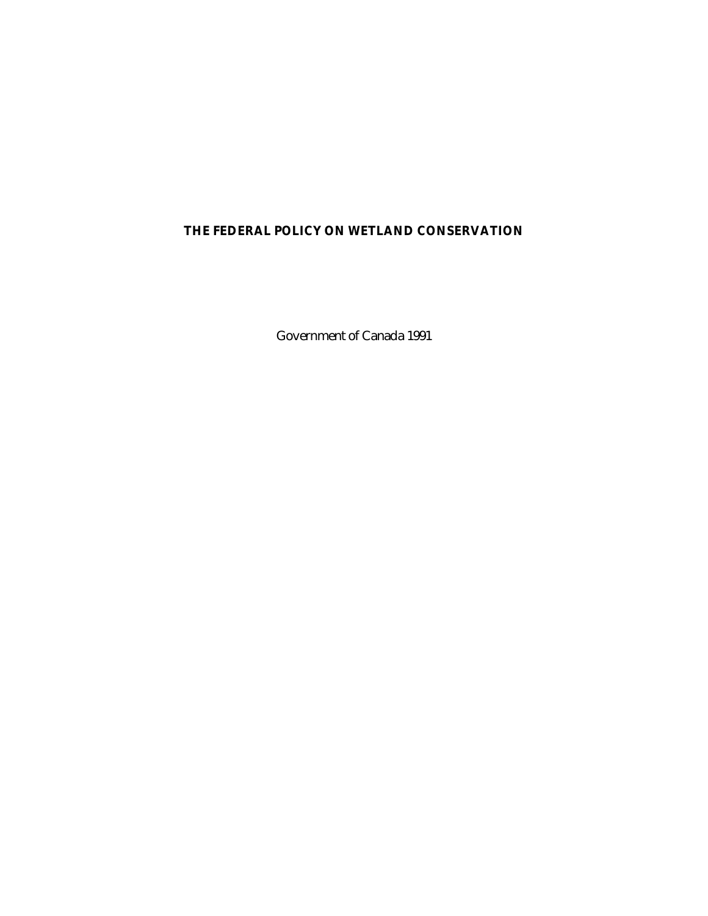# THE FEDERAL POLICY ON WETLAND CONSERVATION

Government of Canada 1991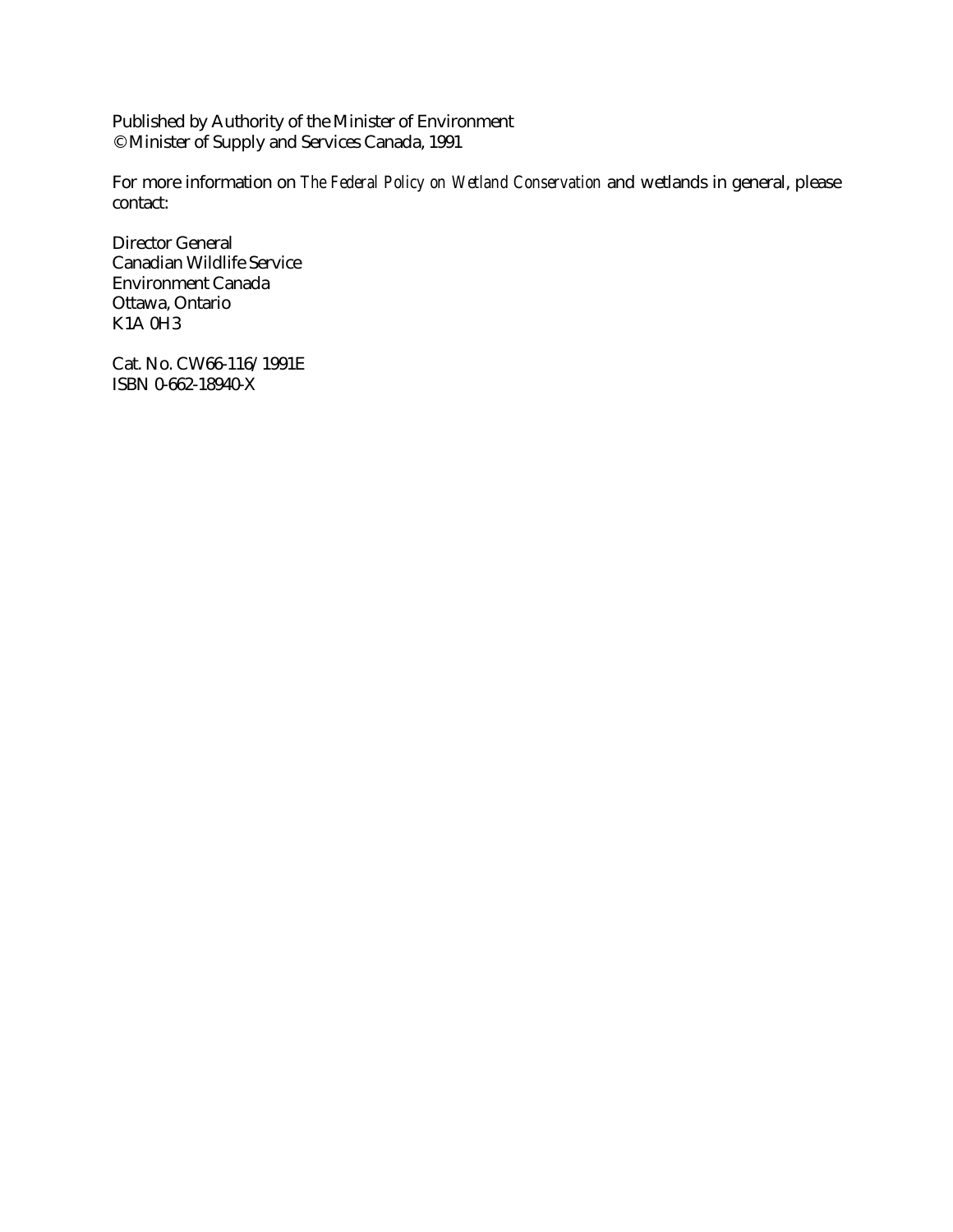Published by Authority of the Minister of Environment
© Minister of Supply and Services Canada, 1991

For more information on *The Federal Policy on Wetland Conservation* and wetlands in general, please contact:

Director General
Canadian Wildlife Service
Environment Canada
Ottawa, Ontario
K1A 0H3

Cat. No. CW66-116/1991E
ISBN 0-662-18940-X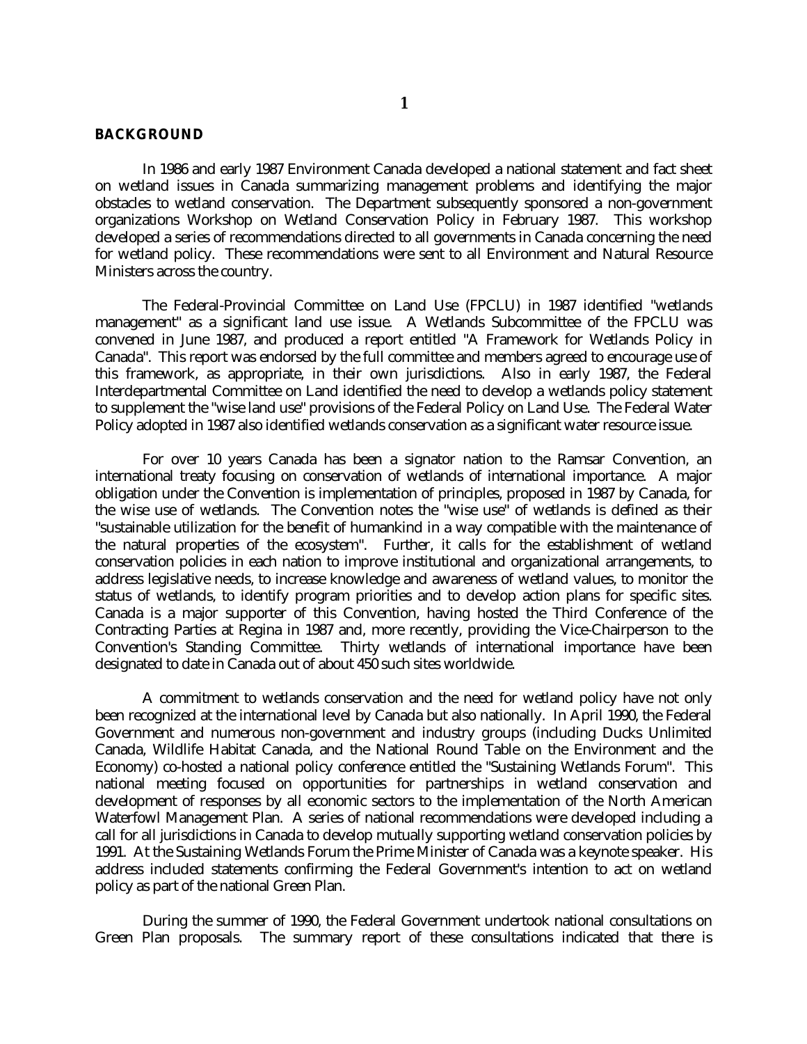## BACKGROUND

In 1986 and early 1987 Environment Canada developed a national statement and fact sheet on wetland issues in Canada summarizing management problems and identifying the major obstacles to wetland conservation. The Department subsequently sponsored a non-government organizations Workshop on Wetland Conservation Policy in February 1987. This workshop developed a series of recommendations directed to all governments in Canada concerning the need for wetland policy. These recommendations were sent to all Environment and Natural Resource Ministers across the country.

The Federal-Provincial Committee on Land Use (FPCLU) in 1987 identified "wetlands management" as a significant land use issue. A Wetlands Subcommittee of the FPCLU was convened in June 1987, and produced a report entitled "A Framework for Wetlands Policy in Canada". This report was endorsed by the full committee and members agreed to encourage use of this framework, as appropriate, in their own jurisdictions. Also in early 1987, the Federal Interdepartmental Committee on Land identified the need to develop a wetlands policy statement to supplement the "wise land use" provisions of the Federal Policy on Land Use. The Federal Water Policy adopted in 1987 also identified wetlands conservation as a significant water resource issue.

For over 10 years Canada has been a signator nation to the Ramsar Convention, an international treaty focusing on conservation of wetlands of international importance. A major obligation under the Convention is implementation of principles, proposed in 1987 by Canada, for the wise use of wetlands. The Convention notes the "wise use" of wetlands is defined as their "sustainable utilization for the benefit of humankind in a way compatible with the maintenance of the natural properties of the ecosystem". Further, it calls for the establishment of wetland conservation policies in each nation to improve institutional and organizational arrangements, to address legislative needs, to increase knowledge and awareness of wetland values, to monitor the status of wetlands, to identify program priorities and to develop action plans for specific sites. Canada is a major supporter of this Convention, having hosted the Third Conference of the Contracting Parties at Regina in 1987 and, more recently, providing the Vice-Chairperson to the Convention's Standing Committee. Thirty wetlands of international importance have been designated to date in Canada out of about 450 such sites worldwide.

A commitment to wetlands conservation and the need for wetland policy have not only been recognized at the international level by Canada but also nationally. In April 1990, the Federal Government and numerous non-government and industry groups (including Ducks Unlimited Canada, Wildlife Habitat Canada, and the National Round Table on the Environment and the Economy) co-hosted a national policy conference entitled the "Sustaining Wetlands Forum". This national meeting focused on opportunities for partnerships in wetland conservation and development of responses by all economic sectors to the implementation of the North American Waterfowl Management Plan. A series of national recommendations were developed including a call for all jurisdictions in Canada to develop mutually supporting wetland conservation policies by 1991. At the Sustaining Wetlands Forum the Prime Minister of Canada was a keynote speaker. His address included statements confirming the Federal Government's intention to act on wetland policy as part of the national Green Plan.

During the summer of 1990, the Federal Government undertook national consultations on Green Plan proposals. The summary report of these consultations indicated that there is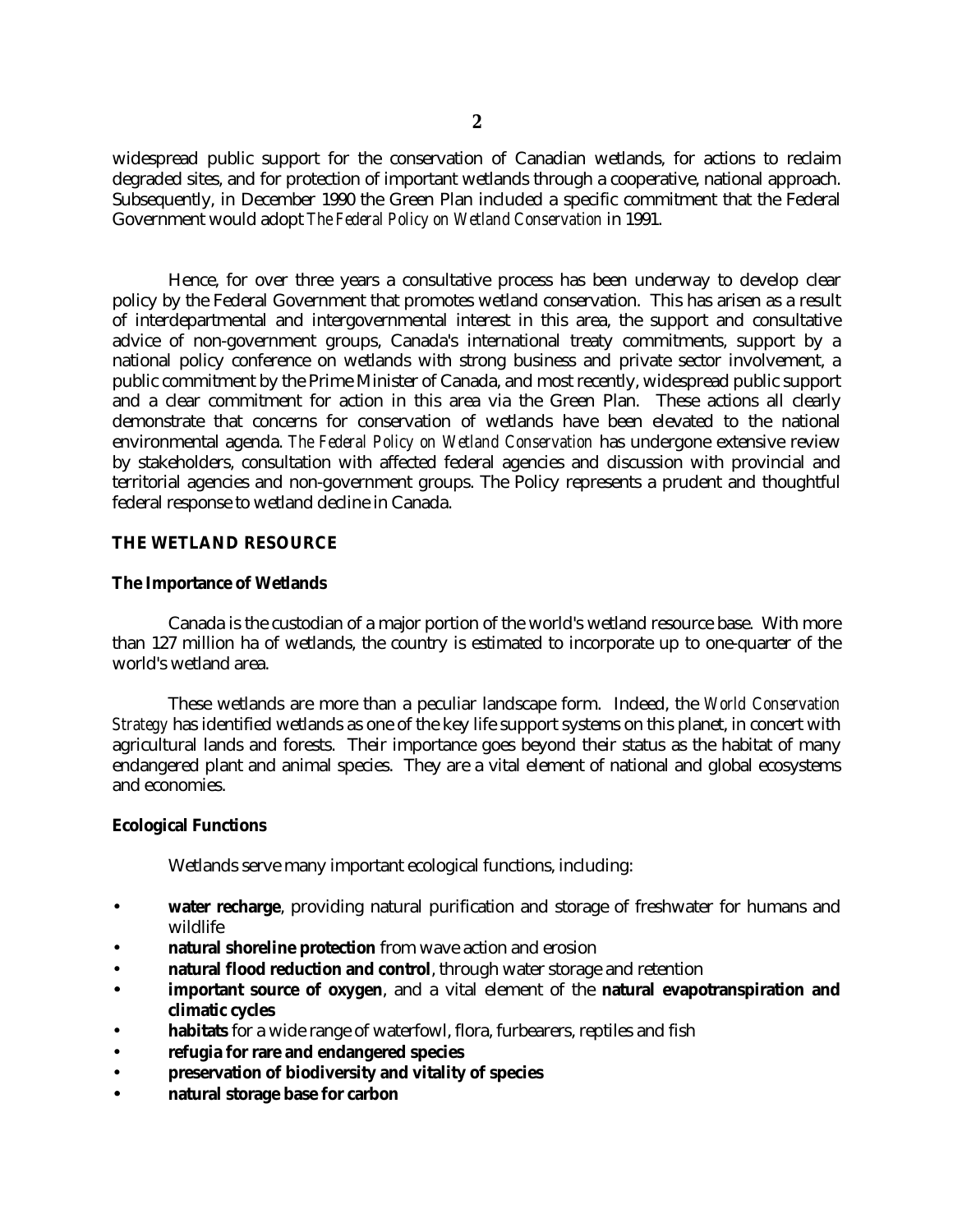widespread public support for the conservation of Canadian wetlands, for actions to reclaim degraded sites, and for protection of important wetlands through a cooperative, national approach. Subsequently, in December 1990 the Green Plan included a specific commitment that the Federal Government would adopt *The Federal Policy on Wetland Conservation* in 1991.

Hence, for over three years a consultative process has been underway to develop clear policy by the Federal Government that promotes wetland conservation. This has arisen as a result of interdepartmental and intergovernmental interest in this area, the support and consultative advice of non-government groups, Canada's international treaty commitments, support by a national policy conference on wetlands with strong business and private sector involvement, a public commitment by the Prime Minister of Canada, and most recently, widespread public support and a clear commitment for action in this area via the Green Plan. These actions all clearly demonstrate that concerns for conservation of wetlands have been elevated to the national environmental agenda. *The Federal Policy on Wetland Conservation* has undergone extensive review by stakeholders, consultation with affected federal agencies and discussion with provincial and territorial agencies and non-government groups. The Policy represents a prudent and thoughtful federal response to wetland decline in Canada.

## THE WETLAND RESOURCE

### The Importance of Wetlands

Canada is the custodian of a major portion of the world's wetland resource base. With more than 127 million ha of wetlands, the country is estimated to incorporate up to one-quarter of the world's wetland area.

These wetlands are more than a peculiar landscape form. Indeed, the *World Conservation Strategy* has identified wetlands as one of the key life support systems on this planet, in concert with agricultural lands and forests. Their importance goes beyond their status as the habitat of many endangered plant and animal species. They are a vital element of national and global ecosystems and economies.

### Ecological Functions

Wetlands serve many important ecological functions, including:

- **water recharge**, providing natural purification and storage of freshwater for humans and wildlife
- **natural shoreline protection** from wave action and erosion
- **natural flood reduction and control**, through water storage and retention
- **important source of oxygen**, and a vital element of the **natural evapotranspiration and climatic cycles**
- **habitats** for a wide range of waterfowl, flora, furbearers, reptiles and fish
- **refugia for rare and endangered species**
- **preservation of biodiversity and vitality of species**
- **natural storage base for carbon**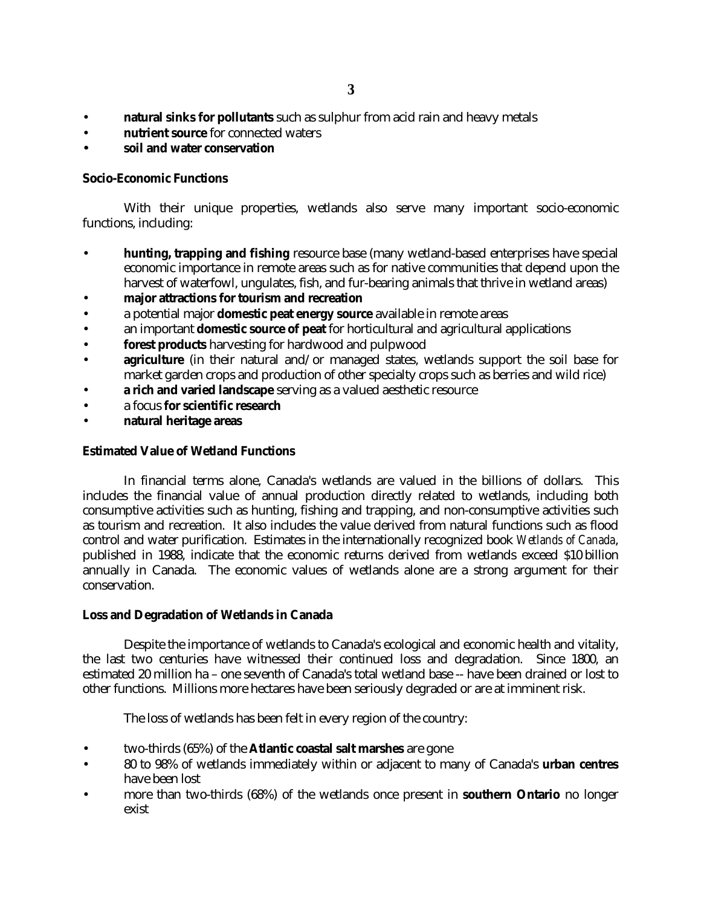- **natural sinks for pollutants** such as sulphur from acid rain and heavy metals
- **nutrient source** for connected waters
- **soil and water conservation**

**Socio-Economic Functions**

With their unique properties, wetlands also serve many important socio-economic functions, including:

- **hunting, trapping and fishing** resource base (many wetland-based enterprises have special economic importance in remote areas such as for native communities that depend upon the harvest of waterfowl, ungulates, fish, and fur-bearing animals that thrive in wetland areas)
- **major attractions for tourism and recreation**
- a potential major **domestic peat energy source** available in remote areas
- an important **domestic source of peat** for horticultural and agricultural applications
- **forest products** harvesting for hardwood and pulpwood
- **agriculture** (in their natural and/or managed states, wetlands support the soil base for market garden crops and production of other specialty crops such as berries and wild rice)
- **a rich and varied landscape** serving as a valued aesthetic resource
- a focus **for scientific research**
- **natural heritage areas**

**Estimated Value of Wetland Functions**

In financial terms alone, Canada's wetlands are valued in the billions of dollars. This includes the financial value of annual production directly related to wetlands, including both consumptive activities such as hunting, fishing and trapping, and non-consumptive activities such as tourism and recreation. It also includes the value derived from natural functions such as flood control and water purification. Estimates in the internationally recognized book *Wetlands of Canada*, published in 1988, indicate that the economic returns derived from wetlands exceed $10 billion annually in Canada. The economic values of wetlands alone are a strong argument for their conservation.

**Loss and Degradation of Wetlands in Canada**

Despite the importance of wetlands to Canada's ecological and economic health and vitality, the last two centuries have witnessed their continued loss and degradation. Since 1800, an estimated 20 million ha – one seventh of Canada's total wetland base -- have been drained or lost to other functions. Millions more hectares have been seriously degraded or are at imminent risk.

The loss of wetlands has been felt in every region of the country:

- two-thirds (65%) of the **Atlantic coastal salt marshes** are gone
- 80 to 98% of wetlands immediately within or adjacent to many of Canada's **urban centres** have been lost
- more than two-thirds (68%) of the wetlands once present in **southern Ontario** no longer exist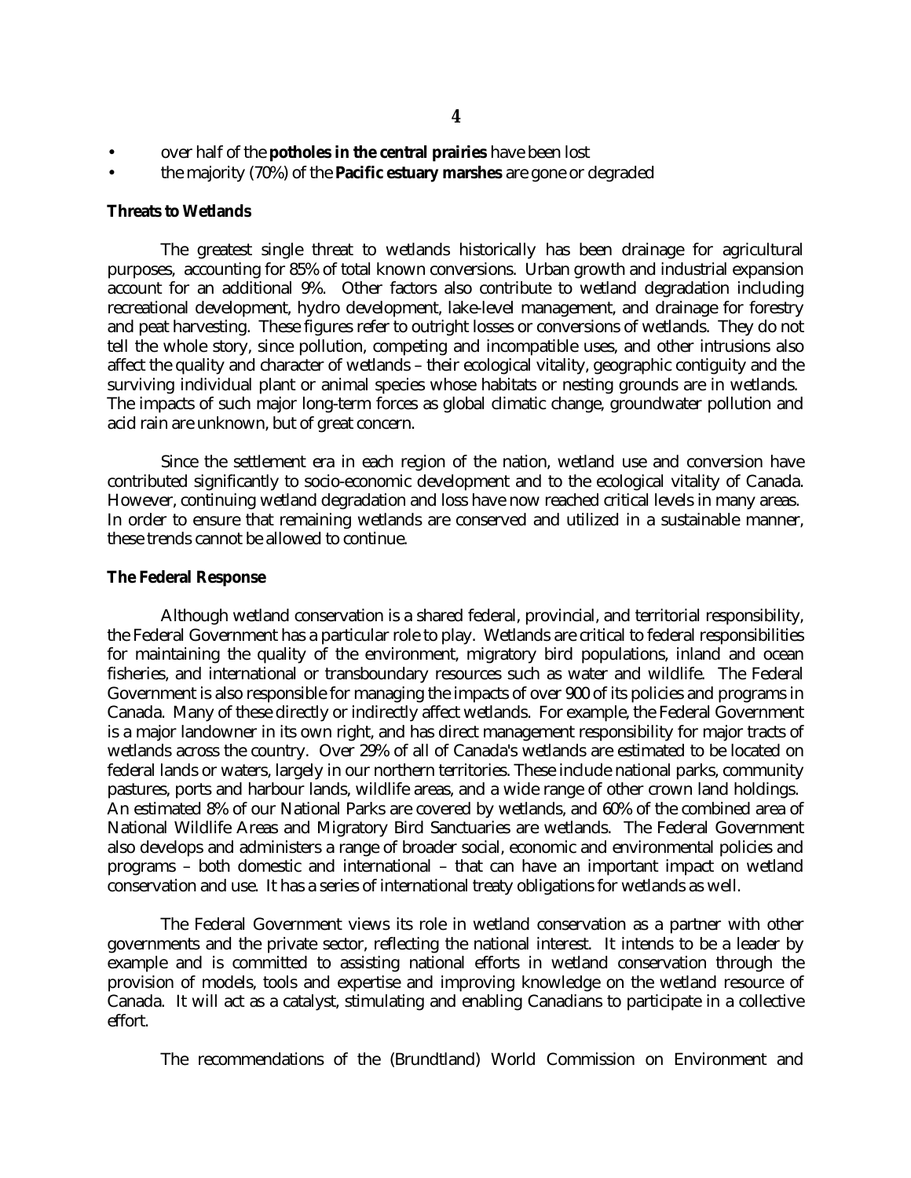- over half of the **potholes in the central prairies** have been lost
- the majority (70%) of the **Pacific estuary marshes** are gone or degraded

**Threats to Wetlands**

The greatest single threat to wetlands historically has been drainage for agricultural purposes, accounting for 85% of total known conversions. Urban growth and industrial expansion account for an additional 9%. Other factors also contribute to wetland degradation including recreational development, hydro development, lake-level management, and drainage for forestry and peat harvesting. These figures refer to outright losses or conversions of wetlands. They do not tell the whole story, since pollution, competing and incompatible uses, and other intrusions also affect the quality and character of wetlands – their ecological vitality, geographic contiguity and the surviving individual plant or animal species whose habitats or nesting grounds are in wetlands. The impacts of such major long-term forces as global climatic change, groundwater pollution and acid rain are unknown, but of great concern.

Since the settlement era in each region of the nation, wetland use and conversion have contributed significantly to socio-economic development and to the ecological vitality of Canada. However, continuing wetland degradation and loss have now reached critical levels in many areas. In order to ensure that remaining wetlands are conserved and utilized in a sustainable manner, these trends cannot be allowed to continue.

**The Federal Response**

Although wetland conservation is a shared federal, provincial, and territorial responsibility, the Federal Government has a particular role to play. Wetlands are critical to federal responsibilities for maintaining the quality of the environment, migratory bird populations, inland and ocean fisheries, and international or transboundary resources such as water and wildlife. The Federal Government is also responsible for managing the impacts of over 900 of its policies and programs in Canada. Many of these directly or indirectly affect wetlands. For example, the Federal Government is a major landowner in its own right, and has direct management responsibility for major tracts of wetlands across the country. Over 29% of all of Canada's wetlands are estimated to be located on federal lands or waters, largely in our northern territories. These include national parks, community pastures, ports and harbour lands, wildlife areas, and a wide range of other crown land holdings. An estimated 8% of our National Parks are covered by wetlands, and 60% of the combined area of National Wildlife Areas and Migratory Bird Sanctuaries are wetlands. The Federal Government also develops and administers a range of broader social, economic and environmental policies and programs – both domestic and international – that can have an important impact on wetland conservation and use. It has a series of international treaty obligations for wetlands as well.

The Federal Government views its role in wetland conservation as a partner with other governments and the private sector, reflecting the national interest. It intends to be a leader by example and is committed to assisting national efforts in wetland conservation through the provision of models, tools and expertise and improving knowledge on the wetland resource of Canada. It will act as a catalyst, stimulating and enabling Canadians to participate in a collective effort.

The recommendations of the (Brundtland) World Commission on Environment and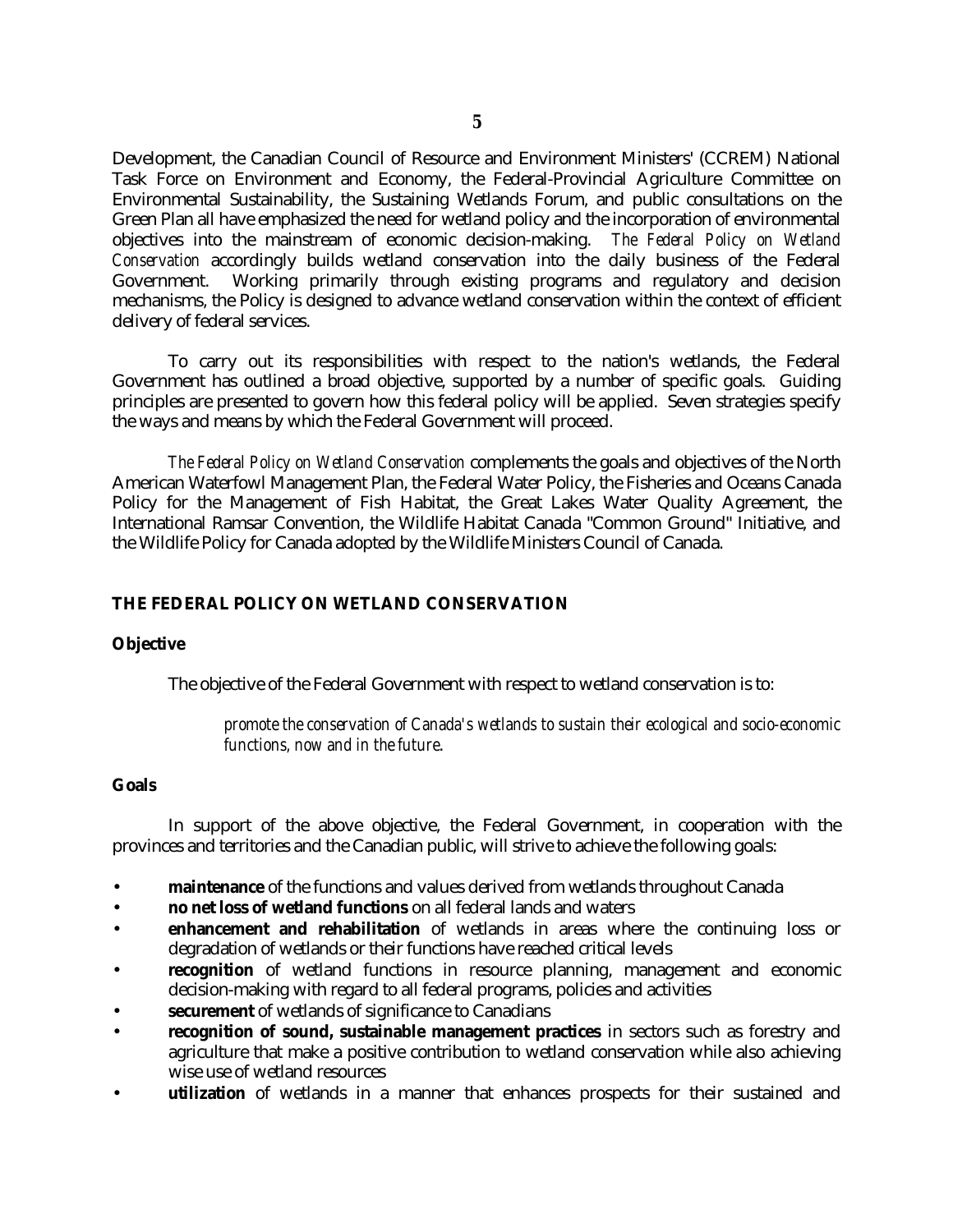Development, the Canadian Council of Resource and Environment Ministers' (CCREM) National Task Force on Environment and Economy, the Federal-Provincial Agriculture Committee on Environmental Sustainability, the Sustaining Wetlands Forum, and public consultations on the Green Plan all have emphasized the need for wetland policy and the incorporation of environmental objectives into the mainstream of economic decision-making. *The Federal Policy on Wetland Conservation* accordingly builds wetland conservation into the daily business of the Federal Government. Working primarily through existing programs and regulatory and decision mechanisms, the Policy is designed to advance wetland conservation within the context of efficient delivery of federal services.

To carry out its responsibilities with respect to the nation's wetlands, the Federal Government has outlined a broad objective, supported by a number of specific goals. Guiding principles are presented to govern how this federal policy will be applied. Seven strategies specify the ways and means by which the Federal Government will proceed.

*The Federal Policy on Wetland Conservation* complements the goals and objectives of the North American Waterfowl Management Plan, the Federal Water Policy, the Fisheries and Oceans Canada Policy for the Management of Fish Habitat, the Great Lakes Water Quality Agreement, the International Ramsar Convention, the Wildlife Habitat Canada "Common Ground" Initiative, and the Wildlife Policy for Canada adopted by the Wildlife Ministers Council of Canada.

## THE FEDERAL POLICY ON WETLAND CONSERVATION

### Objective

The objective of the Federal Government with respect to wetland conservation is to:

> *promote the conservation of Canada's wetlands to sustain their ecological and socio-economic functions, now and in the future*.

### Goals

In support of the above objective, the Federal Government, in cooperation with the provinces and territories and the Canadian public, will strive to achieve the following goals:

- **maintenance** of the functions and values derived from wetlands throughout Canada
- **no net loss of wetland functions** on all federal lands and waters
- **enhancement and rehabilitation** of wetlands in areas where the continuing loss or degradation of wetlands or their functions have reached critical levels
- **recognition** of wetland functions in resource planning, management and economic decision-making with regard to all federal programs, policies and activities
- **securement** of wetlands of significance to Canadians
- **recognition of sound, sustainable management practices** in sectors such as forestry and agriculture that make a positive contribution to wetland conservation while also achieving wise use of wetland resources
- **utilization** of wetlands in a manner that enhances prospects for their sustained and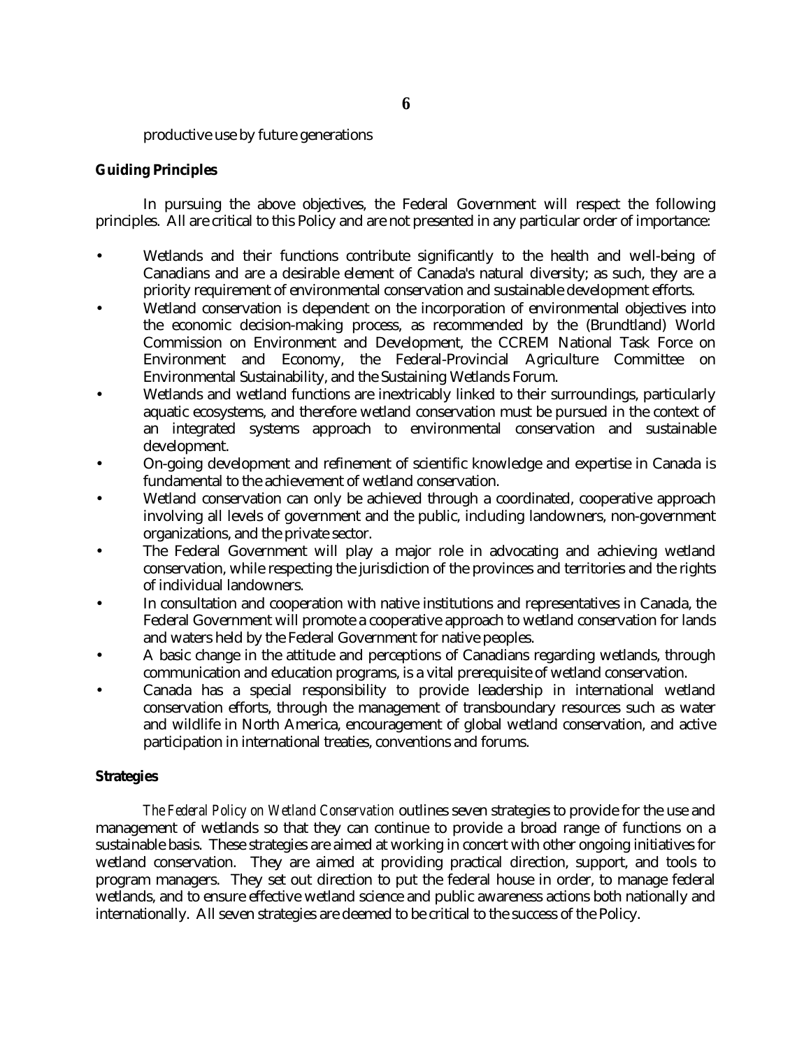productive use by future generations

**Guiding Principles**

In pursuing the above objectives, the Federal Government will respect the following principles. All are critical to this Policy and are not presented in any particular order of importance:

- Wetlands and their functions contribute significantly to the health and well-being of Canadians and are a desirable element of Canada's natural diversity; as such, they are a priority requirement of environmental conservation and sustainable development efforts.
- Wetland conservation is dependent on the incorporation of environmental objectives into the economic decision-making process, as recommended by the (Brundtland) World Commission on Environment and Development, the CCREM National Task Force on Environment and Economy, the Federal-Provincial Agriculture Committee on Environmental Sustainability, and the Sustaining Wetlands Forum.
- Wetlands and wetland functions are inextricably linked to their surroundings, particularly aquatic ecosystems, and therefore wetland conservation must be pursued in the context of an integrated systems approach to environmental conservation and sustainable development.
- On-going development and refinement of scientific knowledge and expertise in Canada is fundamental to the achievement of wetland conservation.
- Wetland conservation can only be achieved through a coordinated, cooperative approach involving all levels of government and the public, including landowners, non-government organizations, and the private sector.
- The Federal Government will play a major role in advocating and achieving wetland conservation, while respecting the jurisdiction of the provinces and territories and the rights of individual landowners.
- In consultation and cooperation with native institutions and representatives in Canada, the Federal Government will promote a cooperative approach to wetland conservation for lands and waters held by the Federal Government for native peoples.
- A basic change in the attitude and perceptions of Canadians regarding wetlands, through communication and education programs, is a vital prerequisite of wetland conservation.
- Canada has a special responsibility to provide leadership in international wetland conservation efforts, through the management of transboundary resources such as water and wildlife in North America, encouragement of global wetland conservation, and active participation in international treaties, conventions and forums.

**Strategies**

*The Federal Policy on Wetland Conservation* outlines seven strategies to provide for the use and management of wetlands so that they can continue to provide a broad range of functions on a sustainable basis. These strategies are aimed at working in concert with other ongoing initiatives for wetland conservation. They are aimed at providing practical direction, support, and tools to program managers. They set out direction to put the federal house in order, to manage federal wetlands, and to ensure effective wetland science and public awareness actions both nationally and internationally. All seven strategies are deemed to be critical to the success of the Policy.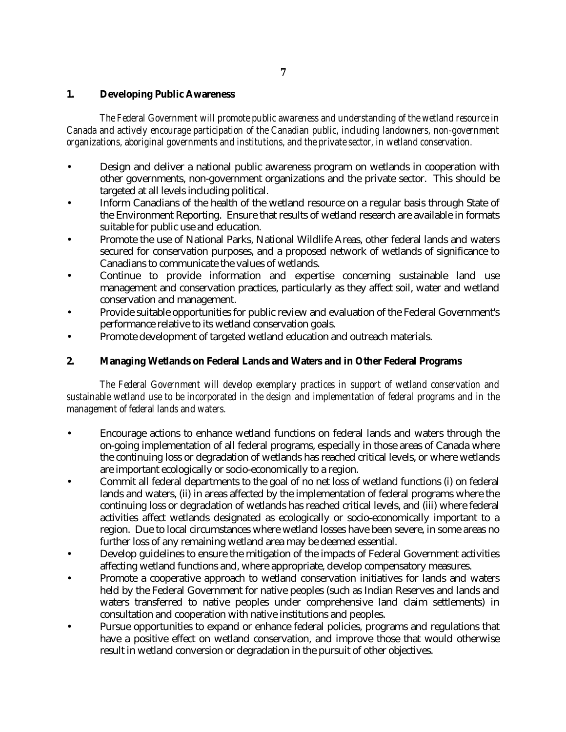## 1. Developing Public Awareness

*The Federal Government will promote public awareness and understanding of the wetland resource in Canada and actively encourage participation of the Canadian public, including landowners, non-government organizations, aboriginal governments and institutions, and the private sector, in wetland conservation.*

- Design and deliver a national public awareness program on wetlands in cooperation with other governments, non-government organizations and the private sector. This should be targeted at all levels including political.
- Inform Canadians of the health of the wetland resource on a regular basis through State of the Environment Reporting. Ensure that results of wetland research are available in formats suitable for public use and education.
- Promote the use of National Parks, National Wildlife Areas, other federal lands and waters secured for conservation purposes, and a proposed network of wetlands of significance to Canadians to communicate the values of wetlands.
- Continue to provide information and expertise concerning sustainable land use management and conservation practices, particularly as they affect soil, water and wetland conservation and management.
- Provide suitable opportunities for public review and evaluation of the Federal Government's performance relative to its wetland conservation goals.
- Promote development of targeted wetland education and outreach materials.

## 2. Managing Wetlands on Federal Lands and Waters and in Other Federal Programs

*The Federal Government will develop exemplary practices in support of wetland conservation and sustainable wetland use to be incorporated in the design and implementation of federal programs and in the management of federal lands and waters.*

- Encourage actions to enhance wetland functions on federal lands and waters through the on-going implementation of all federal programs, especially in those areas of Canada where the continuing loss or degradation of wetlands has reached critical levels, or where wetlands are important ecologically or socio-economically to a region.
- Commit all federal departments to the goal of no net loss of wetland functions (i) on federal lands and waters, (ii) in areas affected by the implementation of federal programs where the continuing loss or degradation of wetlands has reached critical levels, and (iii) where federal activities affect wetlands designated as ecologically or socio-economically important to a region. Due to local circumstances where wetland losses have been severe, in some areas no further loss of any remaining wetland area may be deemed essential.
- Develop guidelines to ensure the mitigation of the impacts of Federal Government activities affecting wetland functions and, where appropriate, develop compensatory measures.
- Promote a cooperative approach to wetland conservation initiatives for lands and waters held by the Federal Government for native peoples (such as Indian Reserves and lands and waters transferred to native peoples under comprehensive land claim settlements) in consultation and cooperation with native institutions and peoples.
- Pursue opportunities to expand or enhance federal policies, programs and regulations that have a positive effect on wetland conservation, and improve those that would otherwise result in wetland conversion or degradation in the pursuit of other objectives.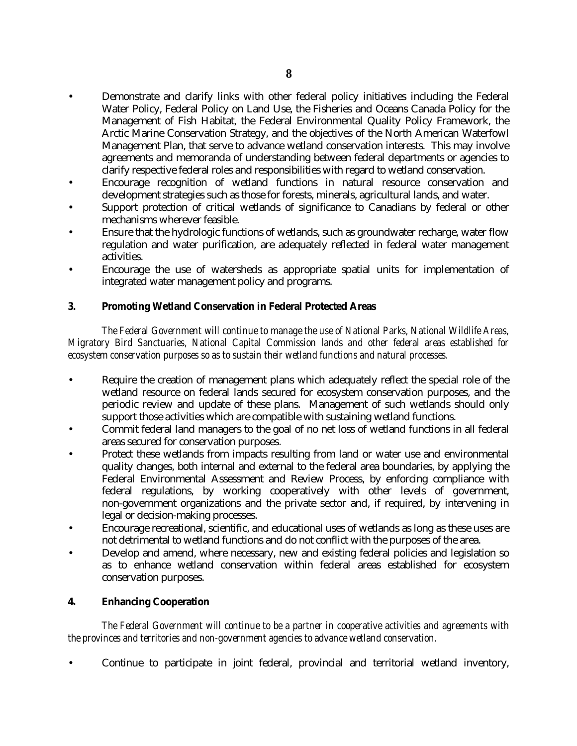- Demonstrate and clarify links with other federal policy initiatives including the Federal Water Policy, Federal Policy on Land Use, the Fisheries and Oceans Canada Policy for the Management of Fish Habitat, the Federal Environmental Quality Policy Framework, the Arctic Marine Conservation Strategy, and the objectives of the North American Waterfowl Management Plan, that serve to advance wetland conservation interests. This may involve agreements and memoranda of understanding between federal departments or agencies to clarify respective federal roles and responsibilities with regard to wetland conservation.
- Encourage recognition of wetland functions in natural resource conservation and development strategies such as those for forests, minerals, agricultural lands, and water.
- Support protection of critical wetlands of significance to Canadians by federal or other mechanisms wherever feasible.
- Ensure that the hydrologic functions of wetlands, such as groundwater recharge, water flow regulation and water purification, are adequately reflected in federal water management activities.
- Encourage the use of watersheds as appropriate spatial units for implementation of integrated water management policy and programs.

### 3. Promoting Wetland Conservation in Federal Protected Areas

*The Federal Government will continue to manage the use of National Parks, National Wildlife Areas, Migratory Bird Sanctuaries, National Capital Commission lands and other federal areas established for ecosystem conservation purposes so as to sustain their wetland functions and natural processes.*

- Require the creation of management plans which adequately reflect the special role of the wetland resource on federal lands secured for ecosystem conservation purposes, and the periodic review and update of these plans. Management of such wetlands should only support those activities which are compatible with sustaining wetland functions.
- Commit federal land managers to the goal of no net loss of wetland functions in all federal areas secured for conservation purposes.
- Protect these wetlands from impacts resulting from land or water use and environmental quality changes, both internal and external to the federal area boundaries, by applying the Federal Environmental Assessment and Review Process, by enforcing compliance with federal regulations, by working cooperatively with other levels of government, non-government organizations and the private sector and, if required, by intervening in legal or decision-making processes.
- Encourage recreational, scientific, and educational uses of wetlands as long as these uses are not detrimental to wetland functions and do not conflict with the purposes of the area.
- Develop and amend, where necessary, new and existing federal policies and legislation so as to enhance wetland conservation within federal areas established for ecosystem conservation purposes.

### 4. Enhancing Cooperation

*The Federal Government will continue to be a partner in cooperative activities and agreements with the provinces and territories and non-government agencies to advance wetland conservation.*

- Continue to participate in joint federal, provincial and territorial wetland inventory,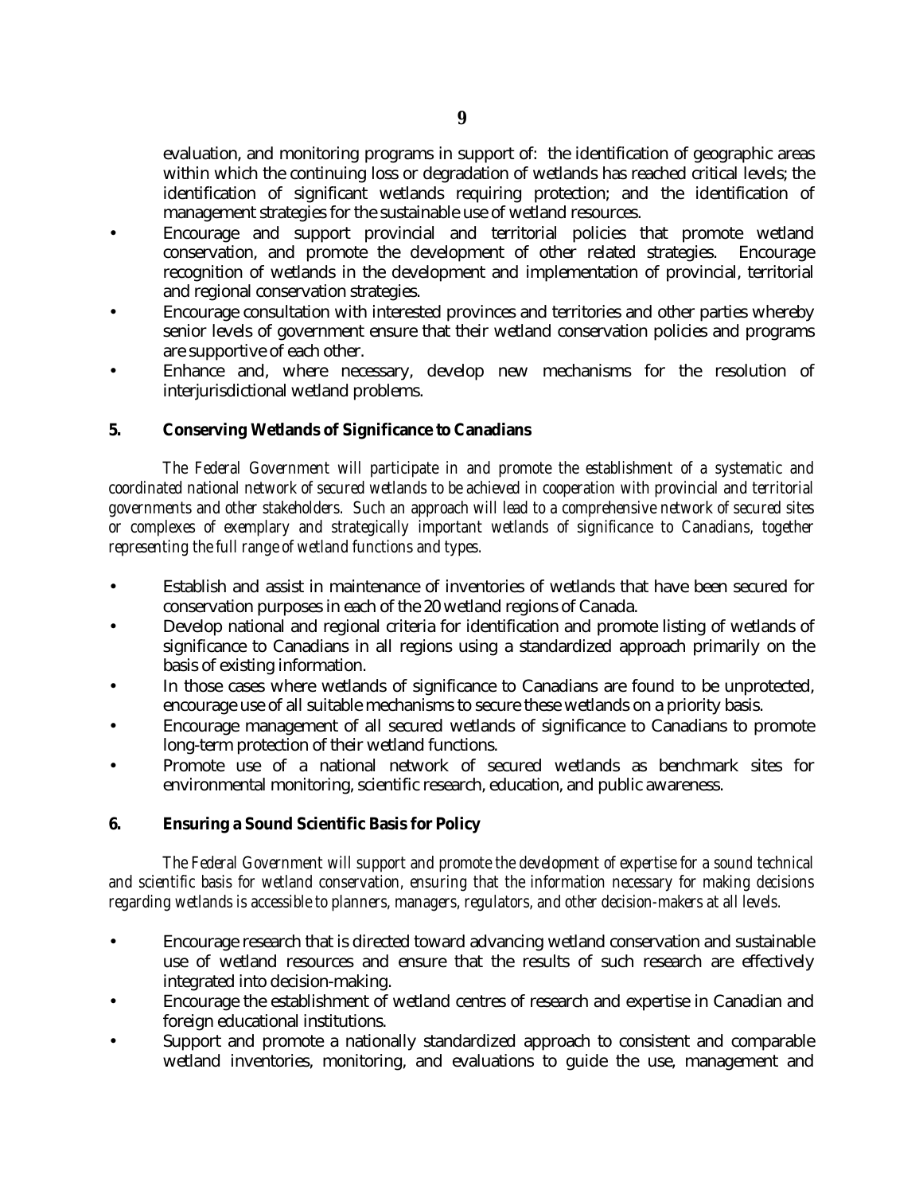evaluation, and monitoring programs in support of: the identification of geographic areas within which the continuing loss or degradation of wetlands has reached critical levels; the identification of significant wetlands requiring protection; and the identification of management strategies for the sustainable use of wetland resources.

- Encourage and support provincial and territorial policies that promote wetland conservation, and promote the development of other related strategies. Encourage recognition of wetlands in the development and implementation of provincial, territorial and regional conservation strategies.
- Encourage consultation with interested provinces and territories and other parties whereby senior levels of government ensure that their wetland conservation policies and programs are supportive of each other.
- Enhance and, where necessary, develop new mechanisms for the resolution of interjurisdictional wetland problems.

## 5. Conserving Wetlands of Significance to Canadians

*The Federal Government will participate in and promote the establishment of a systematic and coordinated national network of secured wetlands to be achieved in cooperation with provincial and territorial governments and other stakeholders. Such an approach will lead to a comprehensive network of secured sites or complexes of exemplary and strategically important wetlands of significance to Canadians, together representing the full range of wetland functions and types.*

- Establish and assist in maintenance of inventories of wetlands that have been secured for conservation purposes in each of the 20 wetland regions of Canada.
- Develop national and regional criteria for identification and promote listing of wetlands of significance to Canadians in all regions using a standardized approach primarily on the basis of existing information.
- In those cases where wetlands of significance to Canadians are found to be unprotected, encourage use of all suitable mechanisms to secure these wetlands on a priority basis.
- Encourage management of all secured wetlands of significance to Canadians to promote long-term protection of their wetland functions.
- Promote use of a national network of secured wetlands as benchmark sites for environmental monitoring, scientific research, education, and public awareness.

## 6. Ensuring a Sound Scientific Basis for Policy

*The Federal Government will support and promote the development of expertise for a sound technical and scientific basis for wetland conservation, ensuring that the information necessary for making decisions regarding wetlands is accessible to planners, managers, regulators, and other decision-makers at all levels.*

- Encourage research that is directed toward advancing wetland conservation and sustainable use of wetland resources and ensure that the results of such research are effectively integrated into decision-making.
- Encourage the establishment of wetland centres of research and expertise in Canadian and foreign educational institutions.
- Support and promote a nationally standardized approach to consistent and comparable wetland inventories, monitoring, and evaluations to guide the use, management and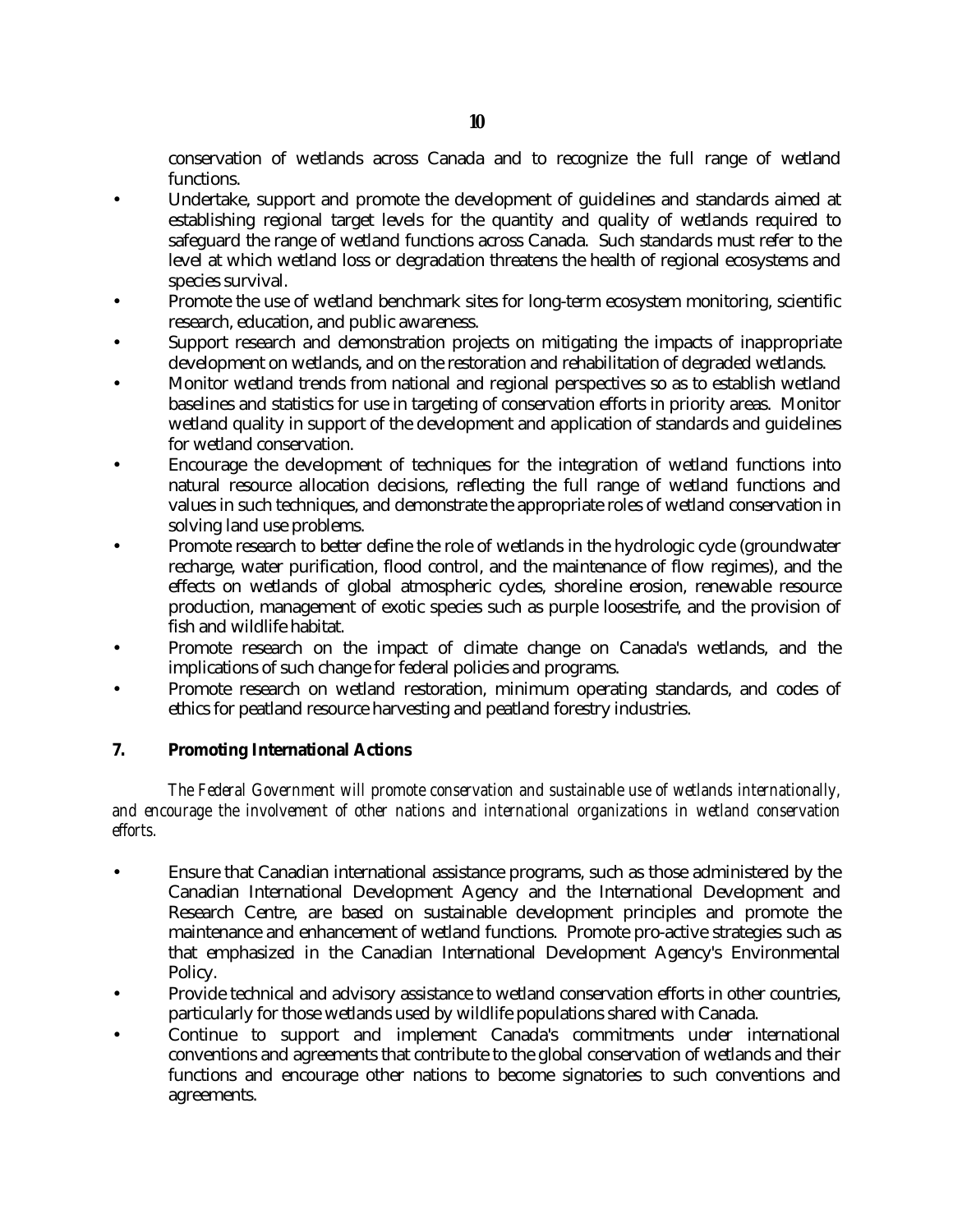conservation of wetlands across Canada and to recognize the full range of wetland functions.

- Undertake, support and promote the development of guidelines and standards aimed at establishing regional target levels for the quantity and quality of wetlands required to safeguard the range of wetland functions across Canada. Such standards must refer to the level at which wetland loss or degradation threatens the health of regional ecosystems and species survival.
- Promote the use of wetland benchmark sites for long-term ecosystem monitoring, scientific research, education, and public awareness.
- Support research and demonstration projects on mitigating the impacts of inappropriate development on wetlands, and on the restoration and rehabilitation of degraded wetlands.
- Monitor wetland trends from national and regional perspectives so as to establish wetland baselines and statistics for use in targeting of conservation efforts in priority areas. Monitor wetland quality in support of the development and application of standards and guidelines for wetland conservation.
- Encourage the development of techniques for the integration of wetland functions into natural resource allocation decisions, reflecting the full range of wetland functions and values in such techniques, and demonstrate the appropriate roles of wetland conservation in solving land use problems.
- Promote research to better define the role of wetlands in the hydrologic cycle (groundwater recharge, water purification, flood control, and the maintenance of flow regimes), and the effects on wetlands of global atmospheric cycles, shoreline erosion, renewable resource production, management of exotic species such as purple loosestrife, and the provision of fish and wildlife habitat.
- Promote research on the impact of climate change on Canada's wetlands, and the implications of such change for federal policies and programs.
- Promote research on wetland restoration, minimum operating standards, and codes of ethics for peatland resource harvesting and peatland forestry industries.

## 7. Promoting International Actions

*The Federal Government will promote conservation and sustainable use of wetlands internationally, and encourage the involvement of other nations and international organizations in wetland conservation efforts.*

- Ensure that Canadian international assistance programs, such as those administered by the Canadian International Development Agency and the International Development and Research Centre, are based on sustainable development principles and promote the maintenance and enhancement of wetland functions. Promote pro-active strategies such as that emphasized in the Canadian International Development Agency's Environmental Policy.
- Provide technical and advisory assistance to wetland conservation efforts in other countries, particularly for those wetlands used by wildlife populations shared with Canada.
- Continue to support and implement Canada's commitments under international conventions and agreements that contribute to the global conservation of wetlands and their functions and encourage other nations to become signatories to such conventions and agreements.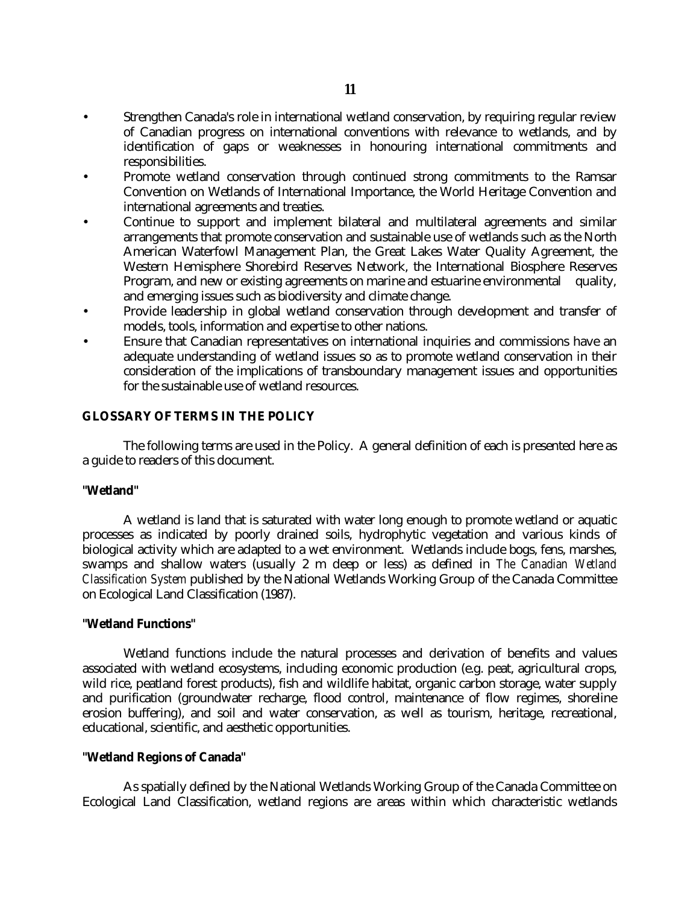- Strengthen Canada's role in international wetland conservation, by requiring regular review of Canadian progress on international conventions with relevance to wetlands, and by identification of gaps or weaknesses in honouring international commitments and responsibilities.
- Promote wetland conservation through continued strong commitments to the Ramsar Convention on Wetlands of International Importance, the World Heritage Convention and international agreements and treaties.
- Continue to support and implement bilateral and multilateral agreements and similar arrangements that promote conservation and sustainable use of wetlands such as the North American Waterfowl Management Plan, the Great Lakes Water Quality Agreement, the Western Hemisphere Shorebird Reserves Network, the International Biosphere Reserves Program, and new or existing agreements on marine and estuarine environmental quality, and emerging issues such as biodiversity and climate change.
- Provide leadership in global wetland conservation through development and transfer of models, tools, information and expertise to other nations.
- Ensure that Canadian representatives on international inquiries and commissions have an adequate understanding of wetland issues so as to promote wetland conservation in their consideration of the implications of transboundary management issues and opportunities for the sustainable use of wetland resources.

## GLOSSARY OF TERMS IN THE POLICY

The following terms are used in the Policy. A general definition of each is presented here as a guide to readers of this document.

**"Wetland"**

A wetland is land that is saturated with water long enough to promote wetland or aquatic processes as indicated by poorly drained soils, hydrophytic vegetation and various kinds of biological activity which are adapted to a wet environment. Wetlands include bogs, fens, marshes, swamps and shallow waters (usually 2 m deep or less) as defined in *The Canadian Wetland Classification System* published by the National Wetlands Working Group of the Canada Committee on Ecological Land Classification (1987).

**"Wetland Functions"**

Wetland functions include the natural processes and derivation of benefits and values associated with wetland ecosystems, including economic production (e.g. peat, agricultural crops, wild rice, peatland forest products), fish and wildlife habitat, organic carbon storage, water supply and purification (groundwater recharge, flood control, maintenance of flow regimes, shoreline erosion buffering), and soil and water conservation, as well as tourism, heritage, recreational, educational, scientific, and aesthetic opportunities.

**"Wetland Regions of Canada"**

As spatially defined by the National Wetlands Working Group of the Canada Committee on Ecological Land Classification, wetland regions are areas within which characteristic wetlands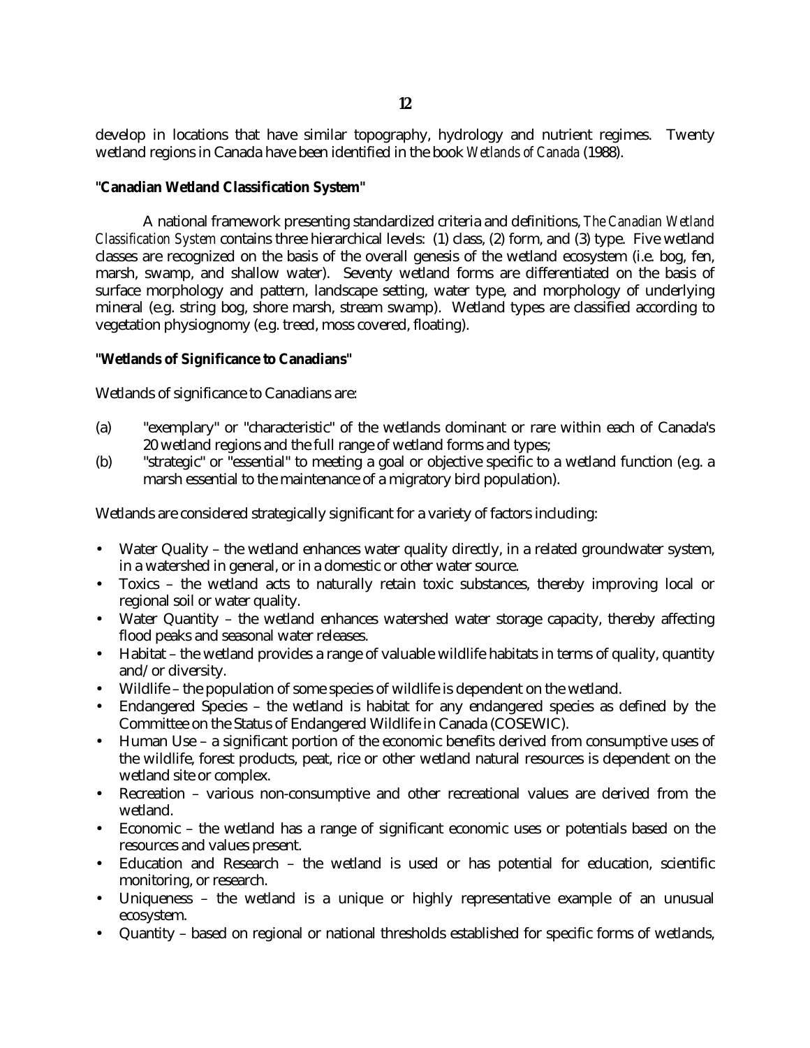develop in locations that have similar topography, hydrology and nutrient regimes. Twenty wetland regions in Canada have been identified in the book *Wetlands of Canada* (1988).

**"Canadian Wetland Classification System"**

A national framework presenting standardized criteria and definitions, *The Canadian Wetland Classification System* contains three hierarchical levels: (1) class, (2) form, and (3) type. Five wetland classes are recognized on the basis of the overall genesis of the wetland ecosystem (i.e. bog, fen, marsh, swamp, and shallow water). Seventy wetland forms are differentiated on the basis of surface morphology and pattern, landscape setting, water type, and morphology of underlying mineral (e.g. string bog, shore marsh, stream swamp). Wetland types are classified according to vegetation physiognomy (e.g. treed, moss covered, floating).

**"Wetlands of Significance to Canadians"**

Wetlands of significance to Canadians are:

(a) "exemplary" or "characteristic" of the wetlands dominant or rare within each of Canada's 20 wetland regions and the full range of wetland forms and types;

(b) "strategic" or "essential" to meeting a goal or objective specific to a wetland function (e.g. a marsh essential to the maintenance of a migratory bird population).

Wetlands are considered strategically significant for a variety of factors including:

- Water Quality – the wetland enhances water quality directly, in a related groundwater system, in a watershed in general, or in a domestic or other water source.
- Toxics – the wetland acts to naturally retain toxic substances, thereby improving local or regional soil or water quality.
- Water Quantity – the wetland enhances watershed water storage capacity, thereby affecting flood peaks and seasonal water releases.
- Habitat – the wetland provides a range of valuable wildlife habitats in terms of quality, quantity and/or diversity.
- Wildlife – the population of some species of wildlife is dependent on the wetland.
- Endangered Species – the wetland is habitat for any endangered species as defined by the Committee on the Status of Endangered Wildlife in Canada (COSEWIC).
- Human Use – a significant portion of the economic benefits derived from consumptive uses of the wildlife, forest products, peat, rice or other wetland natural resources is dependent on the wetland site or complex.
- Recreation – various non-consumptive and other recreational values are derived from the wetland.
- Economic – the wetland has a range of significant economic uses or potentials based on the resources and values present.
- Education and Research – the wetland is used or has potential for education, scientific monitoring, or research.
- Uniqueness – the wetland is a unique or highly representative example of an unusual ecosystem.
- Quantity – based on regional or national thresholds established for specific forms of wetlands,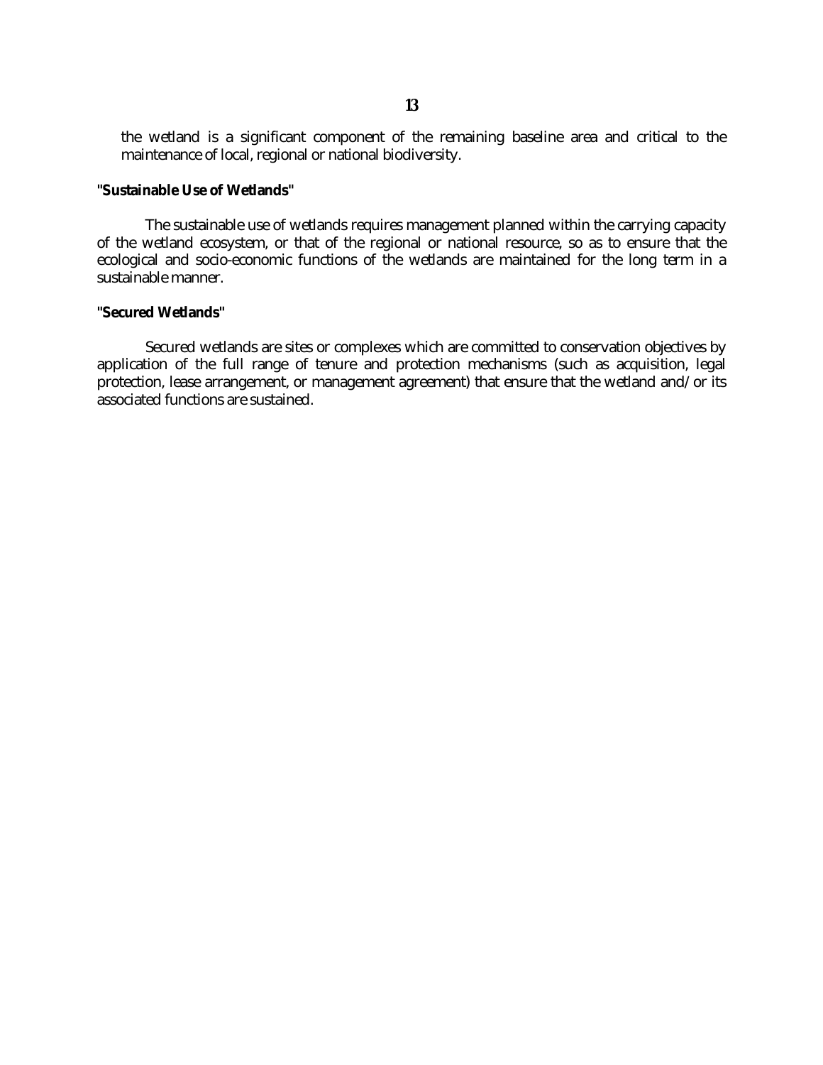the wetland is a significant component of the remaining baseline area and critical to the maintenance of local, regional or national biodiversity.

**"Sustainable Use of Wetlands"**

The sustainable use of wetlands requires management planned within the carrying capacity of the wetland ecosystem, or that of the regional or national resource, so as to ensure that the ecological and socio-economic functions of the wetlands are maintained for the long term in a sustainable manner.

**"Secured Wetlands"**

Secured wetlands are sites or complexes which are committed to conservation objectives by application of the full range of tenure and protection mechanisms (such as acquisition, legal protection, lease arrangement, or management agreement) that ensure that the wetland and/or its associated functions are sustained.